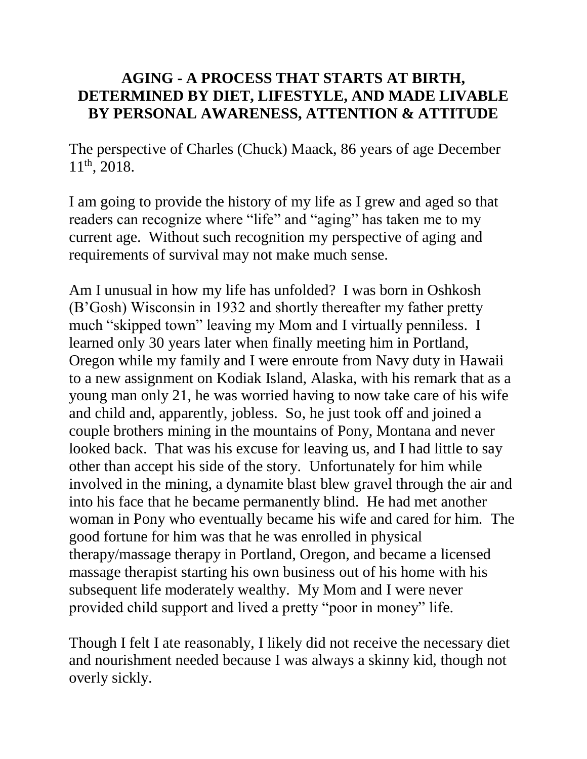# AGING - A PROCESS THAT STARTS AT BIRTH, DETERMINED BY DIET, LIFESTYLE, AND MADE LIVABLE BY PERSONAL AWARENESS, ATTENTION & ATTITUDE

The perspective of Charles (Chuck) Maack, 86 years of age December 11th, 2018.

I am going to provide the history of my life as I grew and aged so that readers can recognize where "life" and "aging" has taken me to my current age. Without such recognition my perspective of aging and requirements of survival may not make much sense.

Am I unusual in how my life has unfolded? I was born in Oshkosh (B'Gosh) Wisconsin in 1932 and shortly thereafter my father pretty much "skipped town" leaving my Mom and I virtually penniless. I learned only 30 years later when finally meeting him in Portland, Oregon while my family and I were enroute from Navy duty in Hawaii to a new assignment on Kodiak Island, Alaska, with his remark that as a young man only 21, he was worried having to now take care of his wife and child and, apparently, jobless. So, he just took off and joined a couple brothers mining in the mountains of Pony, Montana and never looked back. That was his excuse for leaving us, and I had little to say other than accept his side of the story. Unfortunately for him while involved in the mining, a dynamite blast blew gravel through the air and into his face that he became permanently blind. He had met another woman in Pony who eventually became his wife and cared for him. The good fortune for him was that he was enrolled in physical therapy/massage therapy in Portland, Oregon, and became a licensed massage therapist starting his own business out of his home with his subsequent life moderately wealthy. My Mom and I were never provided child support and lived a pretty "poor in money" life.

Though I felt I ate reasonably, I likely did not receive the necessary diet and nourishment needed because I was always a skinny kid, though not overly sickly.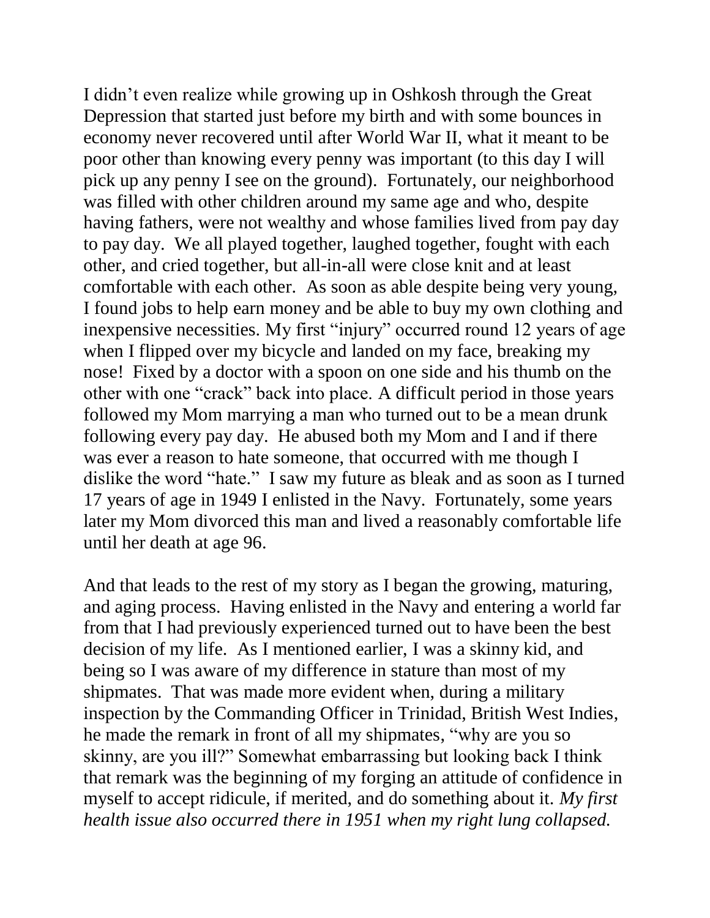I didn't even realize while growing up in Oshkosh through the Great Depression that started just before my birth and with some bounces in economy never recovered until after World War II, what it meant to be poor other than knowing every penny was important (to this day I will pick up any penny I see on the ground). Fortunately, our neighborhood was filled with other children around my same age and who, despite having fathers, were not wealthy and whose families lived from pay day to pay day. We all played together, laughed together, fought with each other, and cried together, but all-in-all were close knit and at least comfortable with each other. As soon as able despite being very young, I found jobs to help earn money and be able to buy my own clothing and inexpensive necessities. My first "injury" occurred round 12 years of age when I flipped over my bicycle and landed on my face, breaking my nose! Fixed by a doctor with a spoon on one side and his thumb on the other with one "crack" back into place. A difficult period in those years followed my Mom marrying a man who turned out to be a mean drunk following every pay day. He abused both my Mom and I and if there was ever a reason to hate someone, that occurred with me though I dislike the word "hate." I saw my future as bleak and as soon as I turned 17 years of age in 1949 I enlisted in the Navy. Fortunately, some years later my Mom divorced this man and lived a reasonably comfortable life until her death at age 96.

And that leads to the rest of my story as I began the growing, maturing, and aging process. Having enlisted in the Navy and entering a world far from that I had previously experienced turned out to have been the best decision of my life. As I mentioned earlier, I was a skinny kid, and being so I was aware of my difference in stature than most of my shipmates. That was made more evident when, during a military inspection by the Commanding Officer in Trinidad, British West Indies, he made the remark in front of all my shipmates, "why are you so skinny, are you ill?" Somewhat embarrassing but looking back I think that remark was the beginning of my forging an attitude of confidence in myself to accept ridicule, if merited, and do something about it. *My first health issue also occurred there in 1951 when my right lung collapsed.*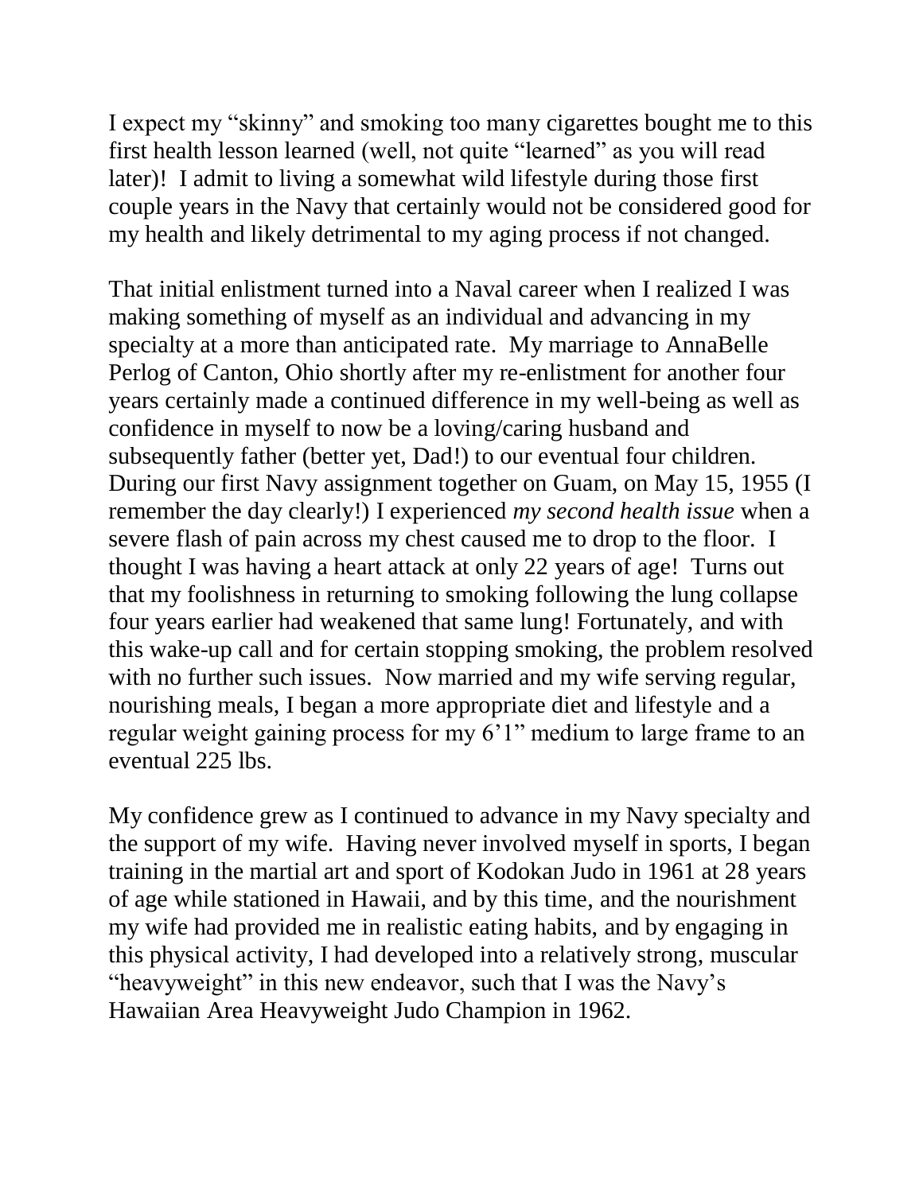I expect my "skinny" and smoking too many cigarettes bought me to this first health lesson learned (well, not quite "learned" as you will read later)! I admit to living a somewhat wild lifestyle during those first couple years in the Navy that certainly would not be considered good for my health and likely detrimental to my aging process if not changed.

That initial enlistment turned into a Naval career when I realized I was making something of myself as an individual and advancing in my specialty at a more than anticipated rate. My marriage to AnnaBelle Perlog of Canton, Ohio shortly after my re-enlistment for another four years certainly made a continued difference in my well-being as well as confidence in myself to now be a loving/caring husband and subsequently father (better yet, Dad!) to our eventual four children. During our first Navy assignment together on Guam, on May 15, 1955 (I remember the day clearly!) I experienced *my second health issue* when a severe flash of pain across my chest caused me to drop to the floor. I thought I was having a heart attack at only 22 years of age! Turns out that my foolishness in returning to smoking following the lung collapse four years earlier had weakened that same lung! Fortunately, and with this wake-up call and for certain stopping smoking, the problem resolved with no further such issues. Now married and my wife serving regular, nourishing meals, I began a more appropriate diet and lifestyle and a regular weight gaining process for my 6'1" medium to large frame to an eventual 225 lbs.

My confidence grew as I continued to advance in my Navy specialty and the support of my wife. Having never involved myself in sports, I began training in the martial art and sport of Kodokan Judo in 1961 at 28 years of age while stationed in Hawaii, and by this time, and the nourishment my wife had provided me in realistic eating habits, and by engaging in this physical activity, I had developed into a relatively strong, muscular "heavyweight" in this new endeavor, such that I was the Navy's Hawaiian Area Heavyweight Judo Champion in 1962.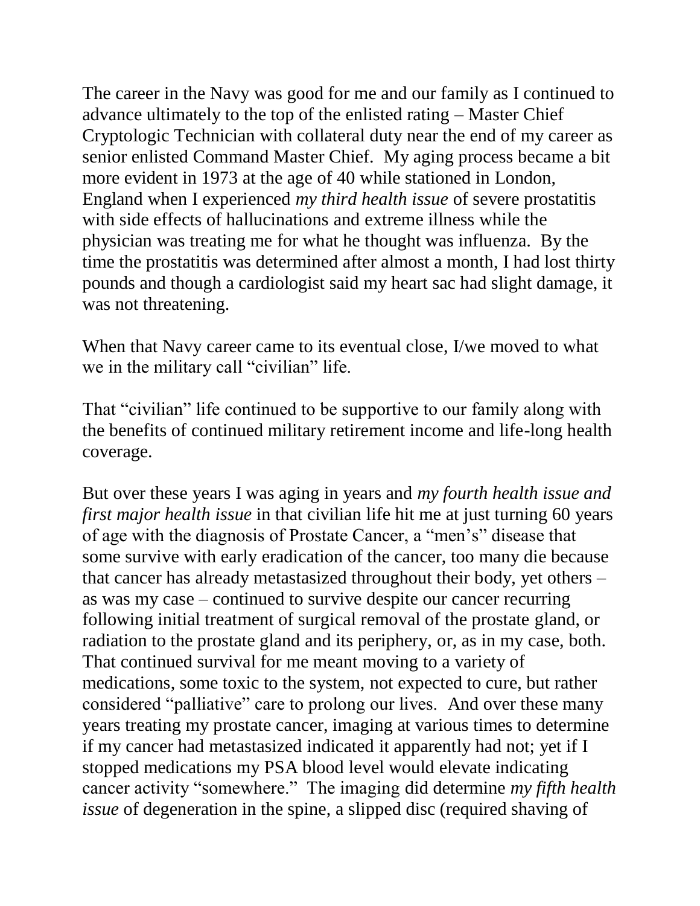The career in the Navy was good for me and our family as I continued to advance ultimately to the top of the enlisted rating – Master Chief Cryptologic Technician with collateral duty near the end of my career as senior enlisted Command Master Chief. My aging process became a bit more evident in 1973 at the age of 40 while stationed in London, England when I experienced *my third health issue* of severe prostatitis with side effects of hallucinations and extreme illness while the physician was treating me for what he thought was influenza. By the time the prostatitis was determined after almost a month, I had lost thirty pounds and though a cardiologist said my heart sac had slight damage, it was not threatening.

When that Navy career came to its eventual close, I/we moved to what we in the military call "civilian" life.

That "civilian" life continued to be supportive to our family along with the benefits of continued military retirement income and life-long health coverage.

But over these years I was aging in years and *my fourth health issue and first major health issue* in that civilian life hit me at just turning 60 years of age with the diagnosis of Prostate Cancer, a "men's" disease that some survive with early eradication of the cancer, too many die because that cancer has already metastasized throughout their body, yet others – as was my case – continued to survive despite our cancer recurring following initial treatment of surgical removal of the prostate gland, or radiation to the prostate gland and its periphery, or, as in my case, both. That continued survival for me meant moving to a variety of medications, some toxic to the system, not expected to cure, but rather considered "palliative" care to prolong our lives. And over these many years treating my prostate cancer, imaging at various times to determine if my cancer had metastasized indicated it apparently had not; yet if I stopped medications my PSA blood level would elevate indicating cancer activity "somewhere." The imaging did determine *my fifth health issue* of degeneration in the spine, a slipped disc (required shaving of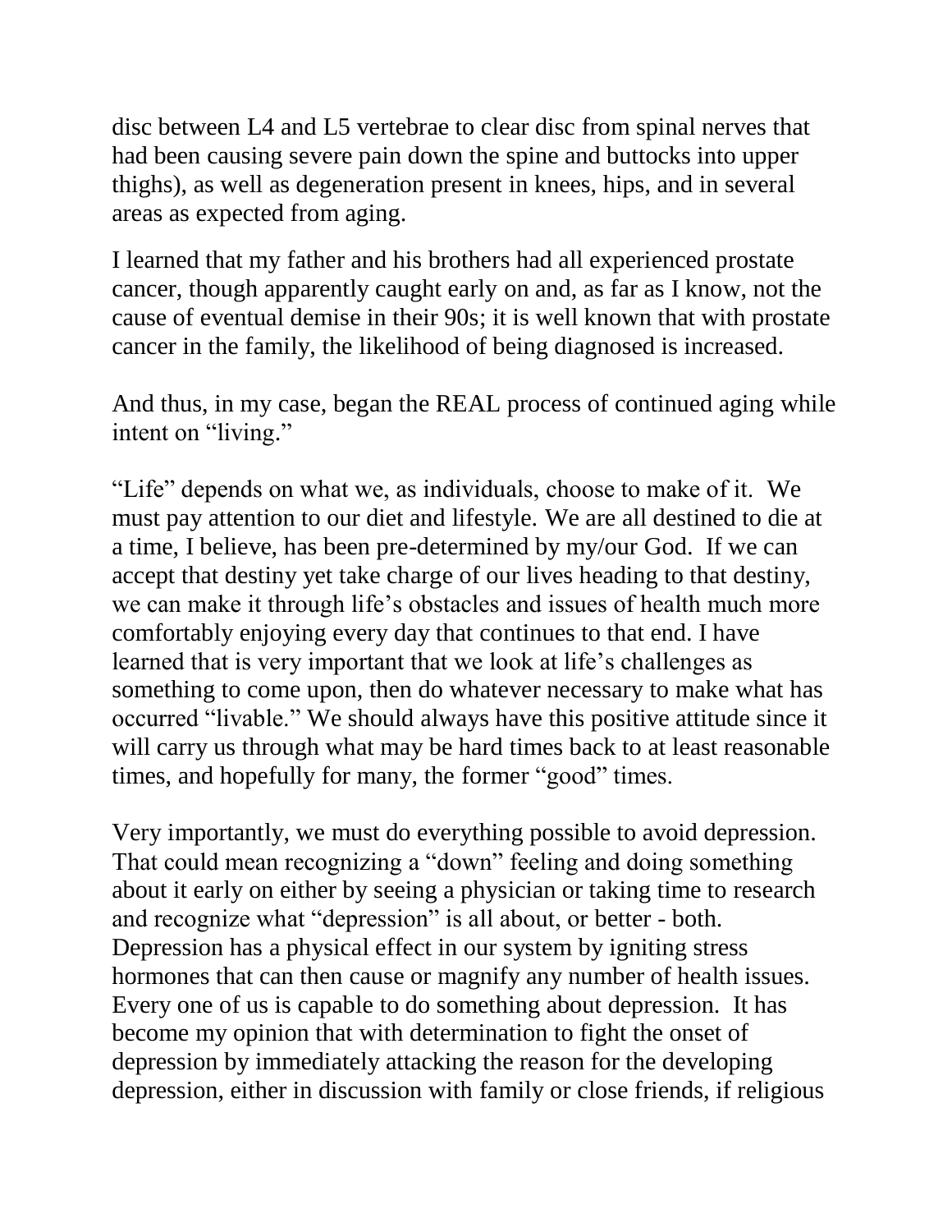disc between L4 and L5 vertebrae to clear disc from spinal nerves that had been causing severe pain down the spine and buttocks into upper thighs), as well as degeneration present in knees, hips, and in several areas as expected from aging.

I learned that my father and his brothers had all experienced prostate cancer, though apparently caught early on and, as far as I know, not the cause of eventual demise in their 90s; it is well known that with prostate cancer in the family, the likelihood of being diagnosed is increased.

And thus, in my case, began the REAL process of continued aging while intent on "living."

"Life" depends on what we, as individuals, choose to make of it. We must pay attention to our diet and lifestyle. We are all destined to die at a time, I believe, has been pre-determined by my/our God. If we can accept that destiny yet take charge of our lives heading to that destiny, we can make it through life's obstacles and issues of health much more comfortably enjoying every day that continues to that end. I have learned that is very important that we look at life's challenges as something to come upon, then do whatever necessary to make what has occurred "livable." We should always have this positive attitude since it will carry us through what may be hard times back to at least reasonable times, and hopefully for many, the former "good" times.

Very importantly, we must do everything possible to avoid depression. That could mean recognizing a "down" feeling and doing something about it early on either by seeing a physician or taking time to research and recognize what "depression" is all about, or better - both. Depression has a physical effect in our system by igniting stress hormones that can then cause or magnify any number of health issues. Every one of us is capable to do something about depression. It has become my opinion that with determination to fight the onset of depression by immediately attacking the reason for the developing depression, either in discussion with family or close friends, if religious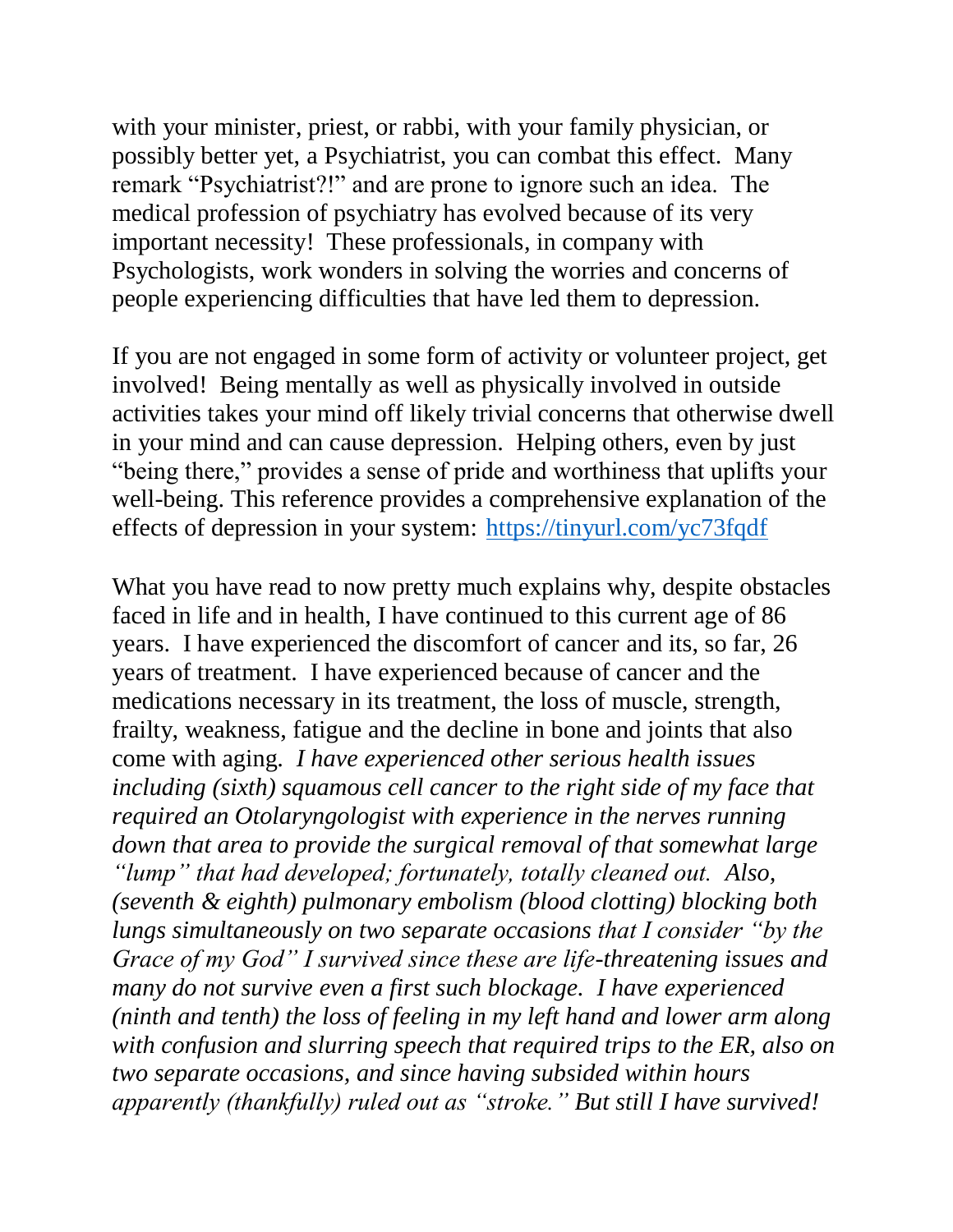with your minister, priest, or rabbi, with your family physician, or possibly better yet, a Psychiatrist, you can combat this effect. Many remark "Psychiatrist?!" and are prone to ignore such an idea. The medical profession of psychiatry has evolved because of its very important necessity! These professionals, in company with Psychologists, work wonders in solving the worries and concerns of people experiencing difficulties that have led them to depression.

If you are not engaged in some form of activity or volunteer project, get involved! Being mentally as well as physically involved in outside activities takes your mind off likely trivial concerns that otherwise dwell in your mind and can cause depression. Helping others, even by just "being there," provides a sense of pride and worthiness that uplifts your well-being. This reference provides a comprehensive explanation of the effects of depression in your system: [https://tinyurl.com/yc73fqdf](https://tinyurl.com/yc73fqdf)

What you have read to now pretty much explains why, despite obstacles faced in life and in health, I have continued to this current age of 86 years. I have experienced the discomfort of cancer and its, so far, 26 years of treatment. I have experienced because of cancer and the medications necessary in its treatment, the loss of muscle, strength, frailty, weakness, fatigue and the decline in bone and joints that also come with aging. *I have experienced other serious health issues including (sixth) squamous cell cancer to the right side of my face that required an Otolaryngologist with experience in the nerves running down that area to provide the surgical removal of that somewhat large "lump" that had developed; fortunately, totally cleaned out. Also, (seventh & eighth) pulmonary embolism (blood clotting) blocking both lungs simultaneously on two separate occasions that I consider "by the Grace of my God" I survived since these are life-threatening issues and many do not survive even a first such blockage. I have experienced (ninth and tenth) the loss of feeling in my left hand and lower arm along with confusion and slurring speech that required trips to the ER, also on two separate occasions, and since having subsided within hours apparently (thankfully) ruled out as "stroke." But still I have survived!*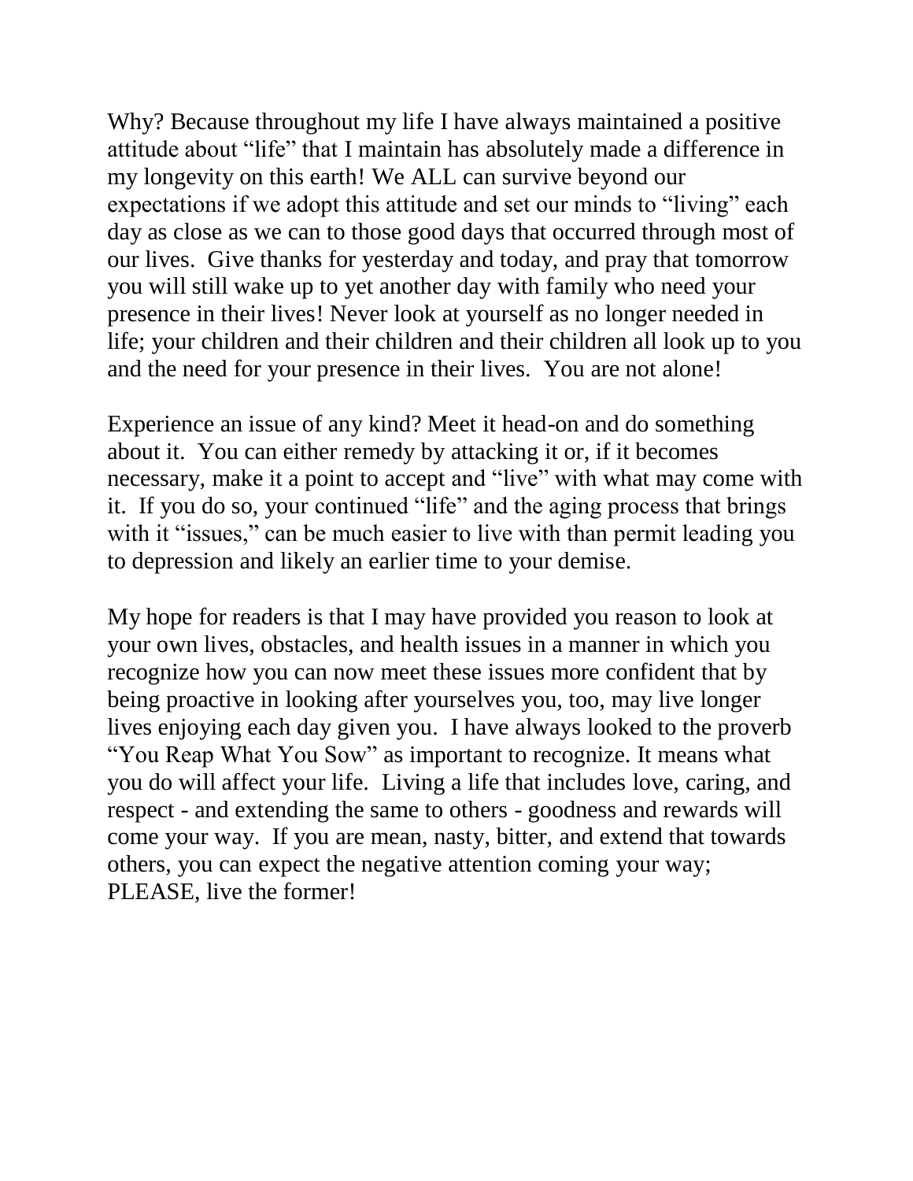Why? Because throughout my life I have always maintained a positive attitude about "life" that I maintain has absolutely made a difference in my longevity on this earth! We ALL can survive beyond our expectations if we adopt this attitude and set our minds to "living" each day as close as we can to those good days that occurred through most of our lives. Give thanks for yesterday and today, and pray that tomorrow you will still wake up to yet another day with family who need your presence in their lives! Never look at yourself as no longer needed in life; your children and their children and their children all look up to you and the need for your presence in their lives. You are not alone!

Experience an issue of any kind? Meet it head-on and do something about it. You can either remedy by attacking it or, if it becomes necessary, make it a point to accept and "live" with what may come with it. If you do so, your continued "life" and the aging process that brings with it "issues," can be much easier to live with than permit leading you to depression and likely an earlier time to your demise.

My hope for readers is that I may have provided you reason to look at your own lives, obstacles, and health issues in a manner in which you recognize how you can now meet these issues more confident that by being proactive in looking after yourselves you, too, may live longer lives enjoying each day given you. I have always looked to the proverb "You Reap What You Sow" as important to recognize. It means what you do will affect your life. Living a life that includes love, caring, and respect - and extending the same to others - goodness and rewards will come your way. If you are mean, nasty, bitter, and extend that towards others, you can expect the negative attention coming your way; PLEASE, live the former!